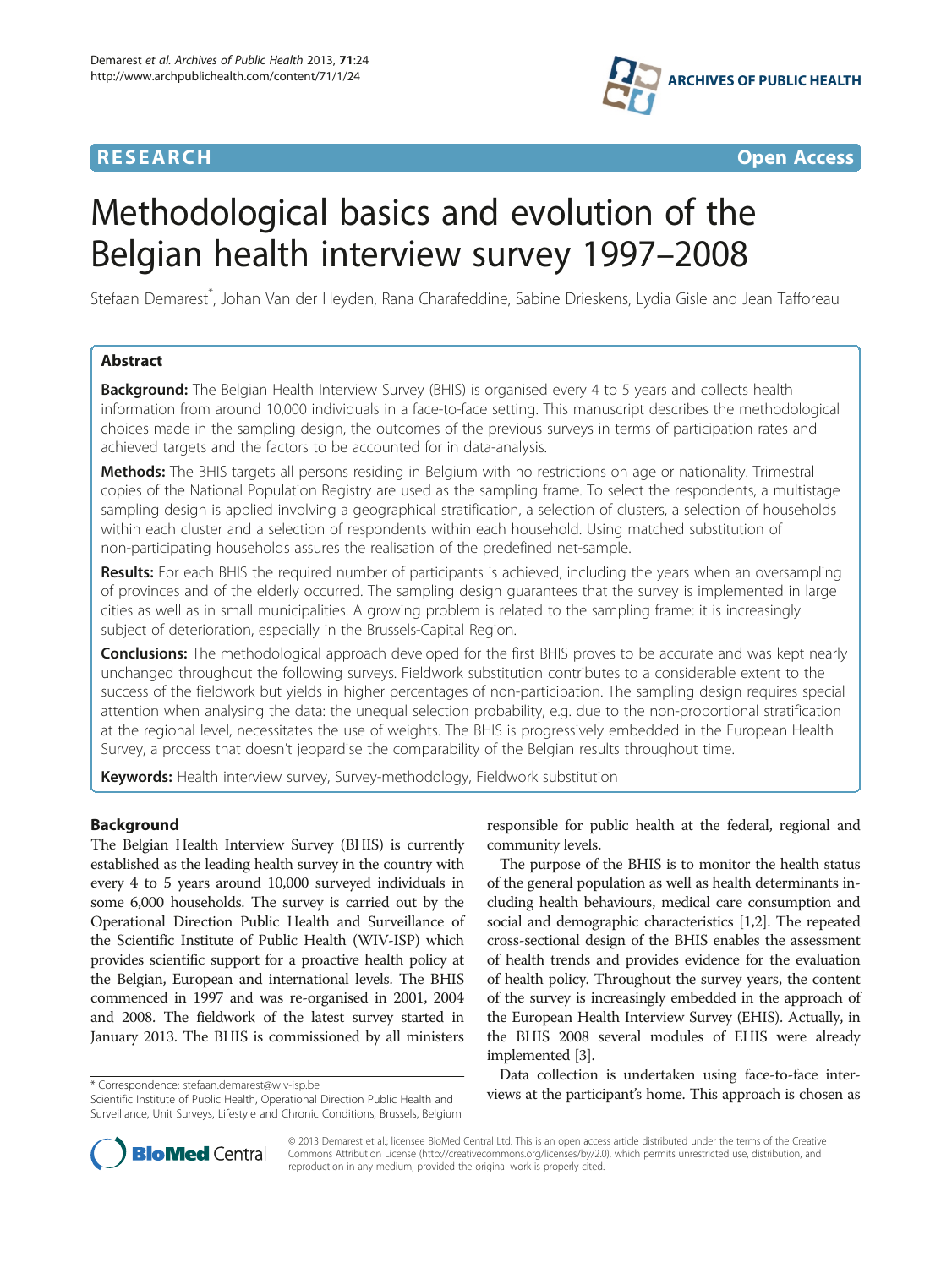RESEARCH Open Access

# Methodological basics and evolution of the Belgian health interview survey 1997–2008

Stefaan Demarest*, Johan Van der Heyden, Rana Charafeddine, Sabine Drieskens, Lydia Gisle and Jean Tafforeau

## Abstract

**Background:** The Belgian Health Interview Survey (BHIS) is organised every 4 to 5 years and collects health information from around 10,000 individuals in a face-to-face setting. This manuscript describes the methodological choices made in the sampling design, the outcomes of the previous surveys in terms of participation rates and achieved targets and the factors to be accounted for in data-analysis.

**Methods:** The BHIS targets all persons residing in Belgium with no restrictions on age or nationality. Trimestral copies of the National Population Registry are used as the sampling frame. To select the respondents, a multistage sampling design is applied involving a geographical stratification, a selection of clusters, a selection of households within each cluster and a selection of respondents within each household. Using matched substitution of non-participating households assures the realisation of the predefined net-sample.

**Results:** For each BHIS the required number of participants is achieved, including the years when an oversampling of provinces and of the elderly occurred. The sampling design guarantees that the survey is implemented in large cities as well as in small municipalities. A growing problem is related to the sampling frame: it is increasingly subject of deterioration, especially in the Brussels-Capital Region.

**Conclusions:** The methodological approach developed for the first BHIS proves to be accurate and was kept nearly unchanged throughout the following surveys. Fieldwork substitution contributes to a considerable extent to the success of the fieldwork but yields in higher percentages of non-participation. The sampling design requires special attention when analysing the data: the unequal selection probability, e.g. due to the non-proportional stratification at the regional level, necessitates the use of weights. The BHIS is progressively embedded in the European Health Survey, a process that doesn't jeopardise the comparability of the Belgian results throughout time.

**Keywords:** Health interview survey, Survey-methodology, Fieldwork substitution

## Background

The Belgian Health Interview Survey (BHIS) is currently established as the leading health survey in the country with every 4 to 5 years around 10,000 surveyed individuals in some 6,000 households. The survey is carried out by the Operational Direction Public Health and Surveillance of the Scientific Institute of Public Health (WIV-ISP) which provides scientific support for a proactive health policy at the Belgian, European and international levels. The BHIS commenced in 1997 and was re-organised in 2001, 2004 and 2008. The fieldwork of the latest survey started in January 2013. The BHIS is commissioned by all ministers responsible for public health at the federal, regional and community levels.

The purpose of the BHIS is to monitor the health status of the general population as well as health determinants including health behaviours, medical care consumption and social and demographic characteristics [1,2]. The repeated cross-sectional design of the BHIS enables the assessment of health trends and provides evidence for the evaluation of health policy. Throughout the survey years, the content of the survey is increasingly embedded in the approach of the European Health Interview Survey (EHIS). Actually, in the BHIS 2008 several modules of EHIS were already implemented [3].

Data collection is undertaken using face-to-face interviews at the participant's home. This approach is chosen as

* Correspondence: stefaan.demarest@wiv-isp.be
Scientific Institute of Public Health, Operational Direction Public Health and Surveillance, Unit Surveys, Lifestyle and Chronic Conditions, Brussels, Belgium

© 2013 Demarest et al.; licensee BioMed Central Ltd. This is an open access article distributed under the terms of the Creative Commons Attribution License (http://creativecommons.org/licenses/by/2.0), which permits unrestricted use, distribution, and reproduction in any medium, provided the original work is properly cited.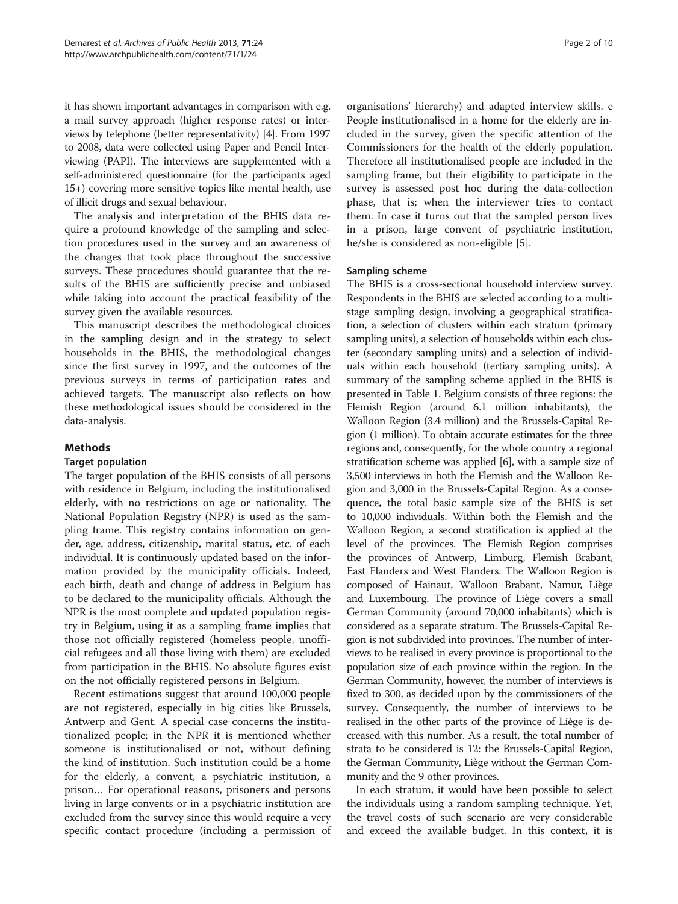it has shown important advantages in comparison with e.g. a mail survey approach (higher response rates) or interviews by telephone (better representativity) [4]. From 1997 to 2008, data were collected using Paper and Pencil Interviewing (PAPI). The interviews are supplemented with a self-administered questionnaire (for the participants aged 15+) covering more sensitive topics like mental health, use of illicit drugs and sexual behaviour.

The analysis and interpretation of the BHIS data require a profound knowledge of the sampling and selection procedures used in the survey and an awareness of the changes that took place throughout the successive surveys. These procedures should guarantee that the results of the BHIS are sufficiently precise and unbiased while taking into account the practical feasibility of the survey given the available resources.

This manuscript describes the methodological choices in the sampling design and in the strategy to select households in the BHIS, the methodological changes since the first survey in 1997, and the outcomes of the previous surveys in terms of participation rates and achieved targets. The manuscript also reflects on how these methodological issues should be considered in the data-analysis.

## Methods

### Target population

The target population of the BHIS consists of all persons with residence in Belgium, including the institutionalised elderly, with no restrictions on age or nationality. The National Population Registry (NPR) is used as the sampling frame. This registry contains information on gender, age, address, citizenship, marital status, etc. of each individual. It is continuously updated based on the information provided by the municipality officials. Indeed, each birth, death and change of address in Belgium has to be declared to the municipality officials. Although the NPR is the most complete and updated population registry in Belgium, using it as a sampling frame implies that those not officially registered (homeless people, unofficial refugees and all those living with them) are excluded from participation in the BHIS. No absolute figures exist on the not officially registered persons in Belgium.

Recent estimations suggest that around 100,000 people are not registered, especially in big cities like Brussels, Antwerp and Gent. A special case concerns the institutionalized people; in the NPR it is mentioned whether someone is institutionalised or not, without defining the kind of institution. Such institution could be a home for the elderly, a convent, a psychiatric institution, a prison… For operational reasons, prisoners and persons living in large convents or in a psychiatric institution are excluded from the survey since this would require a very specific contact procedure (including a permission of organisations' hierarchy) and adapted interview skills. e People institutionalised in a home for the elderly are included in the survey, given the specific attention of the Commissioners for the health of the elderly population. Therefore all institutionalised people are included in the sampling frame, but their eligibility to participate in the survey is assessed post hoc during the data-collection phase, that is; when the interviewer tries to contact them. In case it turns out that the sampled person lives in a prison, large convent of psychiatric institution, he/she is considered as non-eligible [5].

### Sampling scheme

The BHIS is a cross-sectional household interview survey. Respondents in the BHIS are selected according to a multistage sampling design, involving a geographical stratification, a selection of clusters within each stratum (primary sampling units), a selection of households within each cluster (secondary sampling units) and a selection of individuals within each household (tertiary sampling units). A summary of the sampling scheme applied in the BHIS is presented in Table 1. Belgium consists of three regions: the Flemish Region (around 6.1 million inhabitants), the Walloon Region (3.4 million) and the Brussels-Capital Region (1 million). To obtain accurate estimates for the three regions and, consequently, for the whole country a regional stratification scheme was applied [6], with a sample size of 3,500 interviews in both the Flemish and the Walloon Region and 3,000 in the Brussels-Capital Region. As a consequence, the total basic sample size of the BHIS is set to 10,000 individuals. Within both the Flemish and the Walloon Region, a second stratification is applied at the level of the provinces. The Flemish Region comprises the provinces of Antwerp, Limburg, Flemish Brabant, East Flanders and West Flanders. The Walloon Region is composed of Hainaut, Walloon Brabant, Namur, Liège and Luxembourg. The province of Liège covers a small German Community (around 70,000 inhabitants) which is considered as a separate stratum. The Brussels-Capital Region is not subdivided into provinces. The number of interviews to be realised in every province is proportional to the population size of each province within the region. In the German Community, however, the number of interviews is fixed to 300, as decided upon by the commissioners of the survey. Consequently, the number of interviews to be realised in the other parts of the province of Liège is decreased with this number. As a result, the total number of strata to be considered is 12: the Brussels-Capital Region, the German Community, Liège without the German Community and the 9 other provinces.

In each stratum, it would have been possible to select the individuals using a random sampling technique. Yet, the travel costs of such scenario are very considerable and exceed the available budget. In this context, it is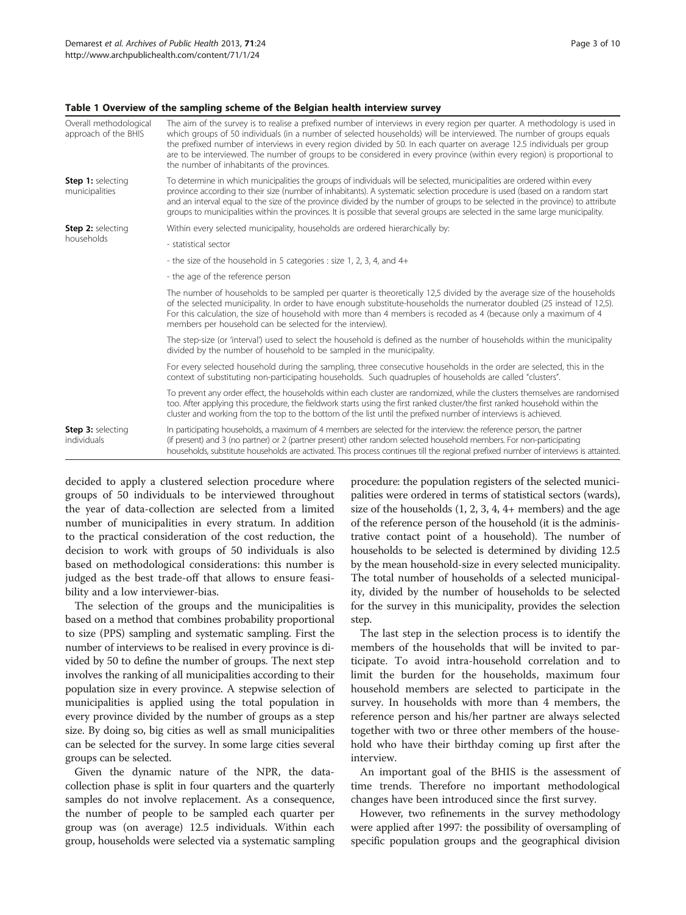**Table 1 Overview of the sampling scheme of the Belgian health interview survey**

| | |
|---|---|
| Overall methodological approach of the BHIS | The aim of the survey is to realise a prefixed number of interviews in every region per quarter. A methodology is used in which groups of 50 individuals (in a number of selected households) will be interviewed. The number of groups equals the prefixed number of interviews in every region divided by 50. In each quarter on average 12.5 individuals per group are to be interviewed. The number of groups to be considered in every province (within every region) is proportional to the number of inhabitants of the provinces. |
| **Step 1:** selecting municipalities | To determine in which municipalities the groups of individuals will be selected, municipalities are ordered within every province according to their size (number of inhabitants). A systematic selection procedure is used (based on a random start and an interval equal to the size of the province divided by the number of groups to be selected in the province) to attribute groups to municipalities within the provinces. It is possible that several groups are selected in the same large municipality. |
| **Step 2:** selecting households | Within every selected municipality, households are ordered hierarchically by: |
| | - statistical sector |
| | - the size of the household in 5 categories : size 1, 2, 3, 4, and 4+ |
| | - the age of the reference person |
| | The number of households to be sampled per quarter is theoretically 12,5 divided by the average size of the households of the selected municipality. In order to have enough substitute-households the numerator doubled (25 instead of 12,5). For this calculation, the size of household with more than 4 members is recoded as 4 (because only a maximum of 4 members per household can be selected for the interview). |
| | The step-size (or 'interval') used to select the household is defined as the number of households within the municipality divided by the number of household to be sampled in the municipality. |
| | For every selected household during the sampling, three consecutive households in the order are selected, this in the context of substituting non-participating households. Such quadruples of households are called "clusters". |
| | To prevent any order effect, the households within each cluster are randomized, while the clusters themselves are randomised too. After applying this procedure, the fieldwork starts using the first ranked cluster/the first ranked household within the cluster and working from the top to the bottom of the list until the prefixed number of interviews is achieved. |
| **Step 3:** selecting individuals | In participating households, a maximum of 4 members are selected for the interview: the reference person, the partner (if present) and 3 (no partner) or 2 (partner present) other random selected household members. For non-participating households, substitute households are activated. This process continues till the regional prefixed number of interviews is attainted. |

decided to apply a clustered selection procedure where groups of 50 individuals to be interviewed throughout the year of data-collection are selected from a limited number of municipalities in every stratum. In addition to the practical consideration of the cost reduction, the decision to work with groups of 50 individuals is also based on methodological considerations: this number is judged as the best trade-off that allows to ensure feasibility and a low interviewer-bias.

The selection of the groups and the municipalities is based on a method that combines probability proportional to size (PPS) sampling and systematic sampling. First the number of interviews to be realised in every province is divided by 50 to define the number of groups. The next step involves the ranking of all municipalities according to their population size in every province. A stepwise selection of municipalities is applied using the total population in every province divided by the number of groups as a step size. By doing so, big cities as well as small municipalities can be selected for the survey. In some large cities several groups can be selected.

Given the dynamic nature of the NPR, the data-collection phase is split in four quarters and the quarterly samples do not involve replacement. As a consequence, the number of people to be sampled each quarter per group was (on average) 12.5 individuals. Within each group, households were selected via a systematic sampling procedure: the population registers of the selected municipalities were ordered in terms of statistical sectors (wards), size of the households (1, 2, 3, 4, 4+ members) and the age of the reference person of the household (it is the administrative contact point of a household). The number of households to be selected is determined by dividing 12.5 by the mean household-size in every selected municipality. The total number of households of a selected municipality, divided by the number of households to be selected for the survey in this municipality, provides the selection step.

The last step in the selection process is to identify the members of the households that will be invited to participate. To avoid intra-household correlation and to limit the burden for the households, maximum four household members are selected to participate in the survey. In households with more than 4 members, the reference person and his/her partner are always selected together with two or three other members of the household who have their birthday coming up first after the interview.

An important goal of the BHIS is the assessment of time trends. Therefore no important methodological changes have been introduced since the first survey.

However, two refinements in the survey methodology were applied after 1997: the possibility of oversampling of specific population groups and the geographical division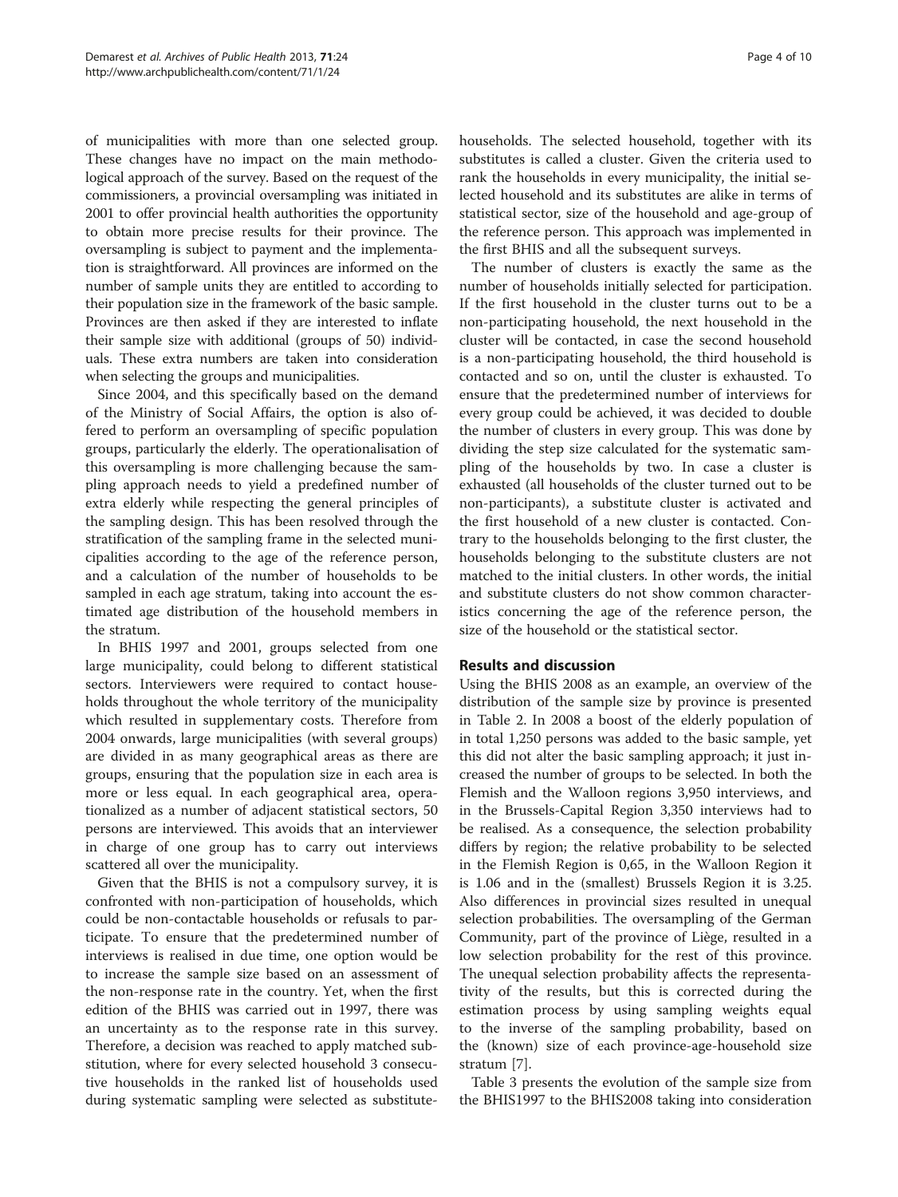of municipalities with more than one selected group. These changes have no impact on the main methodological approach of the survey. Based on the request of the commissioners, a provincial oversampling was initiated in 2001 to offer provincial health authorities the opportunity to obtain more precise results for their province. The oversampling is subject to payment and the implementation is straightforward. All provinces are informed on the number of sample units they are entitled to according to their population size in the framework of the basic sample. Provinces are then asked if they are interested to inflate their sample size with additional (groups of 50) individuals. These extra numbers are taken into consideration when selecting the groups and municipalities.

Since 2004, and this specifically based on the demand of the Ministry of Social Affairs, the option is also offered to perform an oversampling of specific population groups, particularly the elderly. The operationalisation of this oversampling is more challenging because the sampling approach needs to yield a predefined number of extra elderly while respecting the general principles of the sampling design. This has been resolved through the stratification of the sampling frame in the selected municipalities according to the age of the reference person, and a calculation of the number of households to be sampled in each age stratum, taking into account the estimated age distribution of the household members in the stratum.

In BHIS 1997 and 2001, groups selected from one large municipality, could belong to different statistical sectors. Interviewers were required to contact households throughout the whole territory of the municipality which resulted in supplementary costs. Therefore from 2004 onwards, large municipalities (with several groups) are divided in as many geographical areas as there are groups, ensuring that the population size in each area is more or less equal. In each geographical area, operationalized as a number of adjacent statistical sectors, 50 persons are interviewed. This avoids that an interviewer in charge of one group has to carry out interviews scattered all over the municipality.

Given that the BHIS is not a compulsory survey, it is confronted with non-participation of households, which could be non-contactable households or refusals to participate. To ensure that the predetermined number of interviews is realised in due time, one option would be to increase the sample size based on an assessment of the non-response rate in the country. Yet, when the first edition of the BHIS was carried out in 1997, there was an uncertainty as to the response rate in this survey. Therefore, a decision was reached to apply matched substitution, where for every selected household 3 consecutive households in the ranked list of households used during systematic sampling were selected as substitute-households. The selected household, together with its substitutes is called a cluster. Given the criteria used to rank the households in every municipality, the initial selected household and its substitutes are alike in terms of statistical sector, size of the household and age-group of the reference person. This approach was implemented in the first BHIS and all the subsequent surveys.

The number of clusters is exactly the same as the number of households initially selected for participation. If the first household in the cluster turns out to be a non-participating household, the next household in the cluster will be contacted, in case the second household is a non-participating household, the third household is contacted and so on, until the cluster is exhausted. To ensure that the predetermined number of interviews for every group could be achieved, it was decided to double the number of clusters in every group. This was done by dividing the step size calculated for the systematic sampling of the households by two. In case a cluster is exhausted (all households of the cluster turned out to be non-participants), a substitute cluster is activated and the first household of a new cluster is contacted. Contrary to the households belonging to the first cluster, the households belonging to the substitute clusters are not matched to the initial clusters. In other words, the initial and substitute clusters do not show common characteristics concerning the age of the reference person, the size of the household or the statistical sector.

## Results and discussion

Using the BHIS 2008 as an example, an overview of the distribution of the sample size by province is presented in Table 2. In 2008 a boost of the elderly population of in total 1,250 persons was added to the basic sample, yet this did not alter the basic sampling approach; it just increased the number of groups to be selected. In both the Flemish and the Walloon regions 3,950 interviews, and in the Brussels-Capital Region 3,350 interviews had to be realised. As a consequence, the selection probability differs by region; the relative probability to be selected in the Flemish Region is 0,65, in the Walloon Region it is 1.06 and in the (smallest) Brussels Region it is 3.25. Also differences in provincial sizes resulted in unequal selection probabilities. The oversampling of the German Community, part of the province of Liège, resulted in a low selection probability for the rest of this province. The unequal selection probability affects the representativity of the results, but this is corrected during the estimation process by using sampling weights equal to the inverse of the sampling probability, based on the (known) size of each province-age-household size stratum [7].

Table 3 presents the evolution of the sample size from the BHIS1997 to the BHIS2008 taking into consideration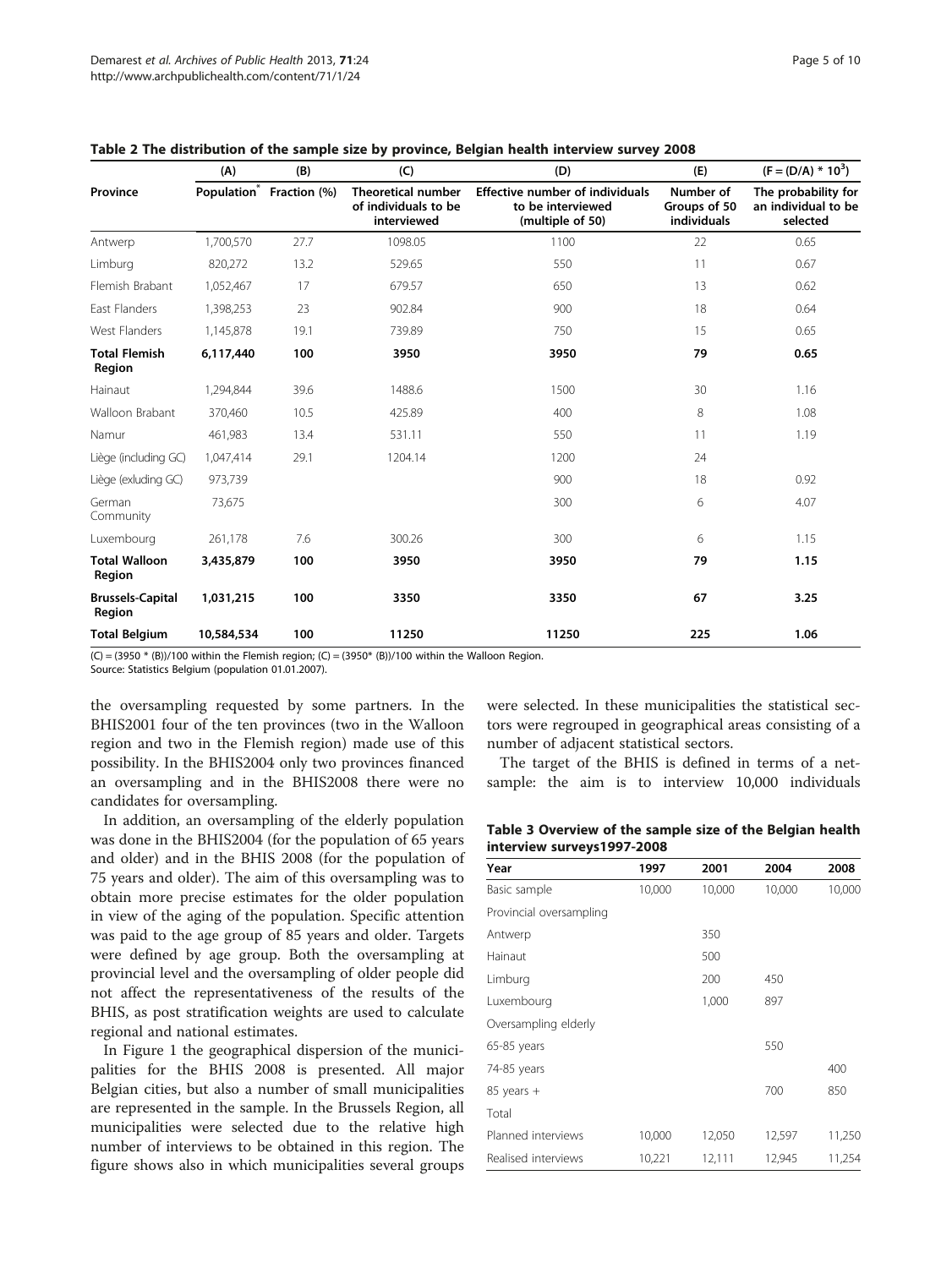**Table 2 The distribution of the sample size by province, Belgian health interview survey 2008**

| Province | (A) Population* | (B) Fraction (%) | (C) Theoretical number of individuals to be interviewed | (D) Effective number of individuals to be interviewed (multiple of 50) | (E) Number of Groups of 50 individuals | $(F = (D/A) * 10^3)$ The probability for an individual to be selected |
|---|---|---|---|---|---|---|
| Antwerp | 1,700,570 | 27.7 | 1098.05 | 1100 | 22 | 0.65 |
| Limburg | 820,272 | 13.2 | 529.65 | 550 | 11 | 0.67 |
| Flemish Brabant | 1,052,467 | 17 | 679.57 | 650 | 13 | 0.62 |
| East Flanders | 1,398,253 | 23 | 902.84 | 900 | 18 | 0.64 |
| West Flanders | 1,145,878 | 19.1 | 739.89 | 750 | 15 | 0.65 |
| **Total Flemish Region** | **6,117,440** | **100** | **3950** | **3950** | **79** | **0.65** |
| Hainaut | 1,294,844 | 39.6 | 1488.6 | 1500 | 30 | 1.16 |
| Walloon Brabant | 370,460 | 10.5 | 425.89 | 400 | 8 | 1.08 |
| Namur | 461,983 | 13.4 | 531.11 | 550 | 11 | 1.19 |
| Liège (including GC) | 1,047,414 | 29.1 | 1204.14 | 1200 | 24 | |
| Liège (exluding GC) | 973,739 | | | 900 | 18 | 0.92 |
| German Community | 73,675 | | | 300 | 6 | 4.07 |
| Luxembourg | 261,178 | 7.6 | 300.26 | 300 | 6 | 1.15 |
| **Total Walloon Region** | **3,435,879** | **100** | **3950** | **3950** | **79** | **1.15** |
| **Brussels-Capital Region** | **1,031,215** | **100** | **3350** | **3350** | **67** | **3.25** |
| **Total Belgium** | **10,584,534** | **100** | **11250** | **11250** | **225** | **1.06** |

(C) = (3950 * (B))/100 within the Flemish region; (C) = (3950* (B))/100 within the Walloon Region.

Source: Statistics Belgium (population 01.01.2007).

the oversampling requested by some partners. In the BHIS2001 four of the ten provinces (two in the Walloon region and two in the Flemish region) made use of this possibility. In the BHIS2004 only two provinces financed an oversampling and in the BHIS2008 there were no candidates for oversampling.

In addition, an oversampling of the elderly population was done in the BHIS2004 (for the population of 65 years and older) and in the BHIS 2008 (for the population of 75 years and older). The aim of this oversampling was to obtain more precise estimates for the older population in view of the aging of the population. Specific attention was paid to the age group of 85 years and older. Targets were defined by age group. Both the oversampling at provincial level and the oversampling of older people did not affect the representativeness of the results of the BHIS, as post stratification weights are used to calculate regional and national estimates.

In Figure 1 the geographical dispersion of the municipalities for the BHIS 2008 is presented. All major Belgian cities, but also a number of small municipalities are represented in the sample. In the Brussels Region, all municipalities were selected due to the relative high number of interviews to be obtained in this region. The figure shows also in which municipalities several groups were selected. In these municipalities the statistical sectors were regrouped in geographical areas consisting of a number of adjacent statistical sectors.

The target of the BHIS is defined in terms of a net-sample: the aim is to interview 10,000 individuals

**Table 3 Overview of the sample size of the Belgian health interview surveys1997-2008**

| Year | 1997 | 2001 | 2004 | 2008 |
|---|---|---|---|---|
| Basic sample | 10,000 | 10,000 | 10,000 | 10,000 |
| Provincial oversampling | | | | |
| Antwerp | | 350 | | |
| Hainaut | | 500 | | |
| Limburg | | 200 | 450 | |
| Luxembourg | | 1,000 | 897 | |
| Oversampling elderly | | | | |
| 65-85 years | | | 550 | |
| 74-85 years | | | | 400 |
| 85 years + | | | 700 | 850 |
| Total | | | | |
| Planned interviews | 10,000 | 12,050 | 12,597 | 11,250 |
| Realised interviews | 10,221 | 12,111 | 12,945 | 11,254 |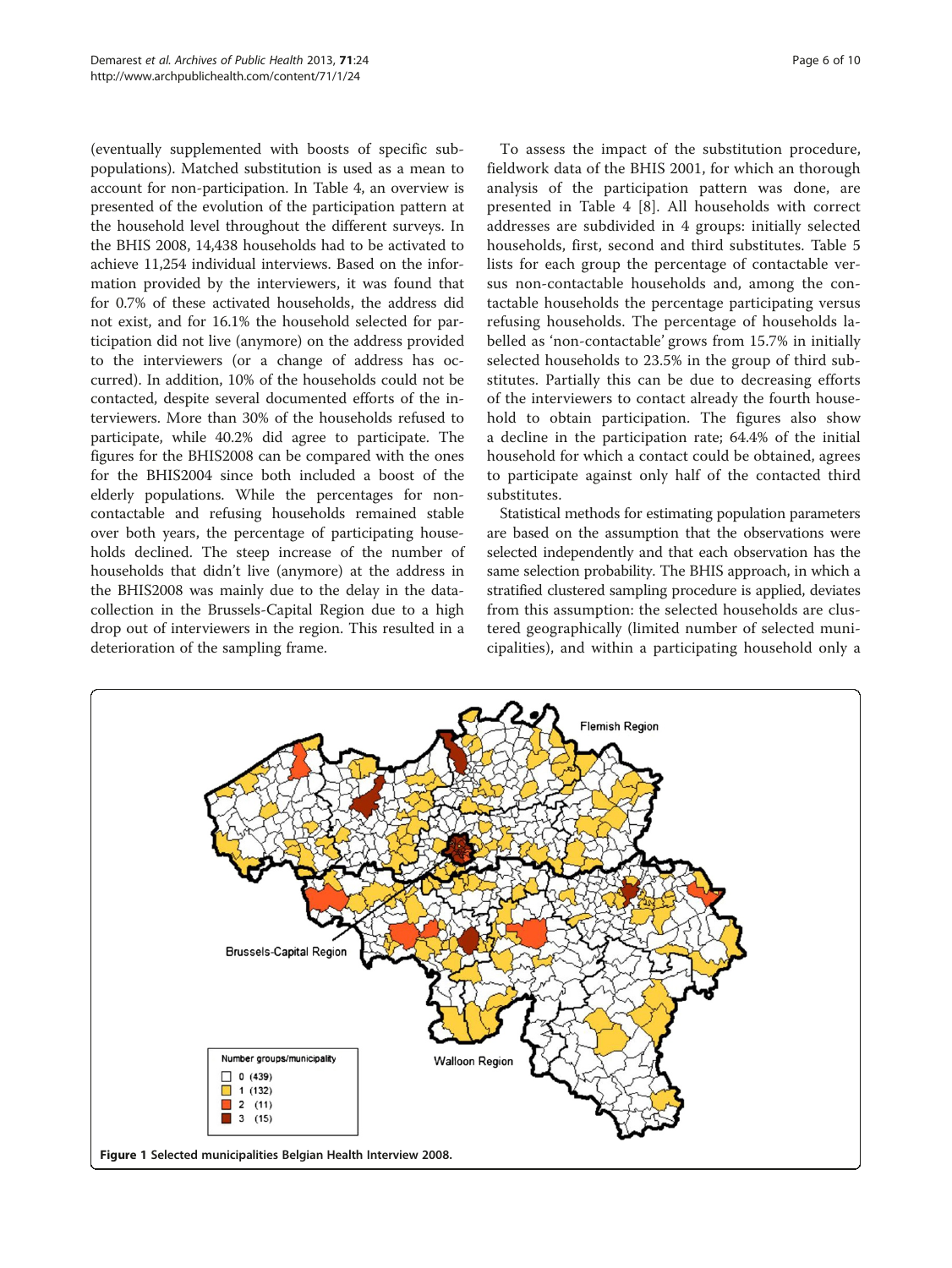(eventually supplemented with boosts of specific subpopulations). Matched substitution is used as a mean to account for non-participation. In Table 4, an overview is presented of the evolution of the participation pattern at the household level throughout the different surveys. In the BHIS 2008, 14,438 households had to be activated to achieve 11,254 individual interviews. Based on the information provided by the interviewers, it was found that for 0.7% of these activated households, the address did not exist, and for 16.1% the household selected for participation did not live (anymore) on the address provided to the interviewers (or a change of address has occurred). In addition, 10% of the households could not be contacted, despite several documented efforts of the interviewers. More than 30% of the households refused to participate, while 40.2% did agree to participate. The figures for the BHIS2008 can be compared with the ones for the BHIS2004 since both included a boost of the elderly populations. While the percentages for non-contactable and refusing households remained stable over both years, the percentage of participating households declined. The steep increase of the number of households that didn't live (anymore) at the address in the BHIS2008 was mainly due to the delay in the data-collection in the Brussels-Capital Region due to a high drop out of interviewers in the region. This resulted in a deterioration of the sampling frame.

To assess the impact of the substitution procedure, fieldwork data of the BHIS 2001, for which an thorough analysis of the participation pattern was done, are presented in Table 4 [8]. All households with correct addresses are subdivided in 4 groups: initially selected households, first, second and third substitutes. Table 5 lists for each group the percentage of contactable versus non-contactable households and, among the contactable households the percentage participating versus refusing households. The percentage of households labelled as 'non-contactable' grows from 15.7% in initially selected households to 23.5% in the group of third substitutes. Partially this can be due to decreasing efforts of the interviewers to contact already the fourth household to obtain participation. The figures also show a decline in the participation rate; 64.4% of the initial household for which a contact could be obtained, agrees to participate against only half of the contacted third substitutes.

Statistical methods for estimating population parameters are based on the assumption that the observations were selected independently and that each observation has the same selection probability. The BHIS approach, in which a stratified clustered sampling procedure is applied, deviates from this assumption: the selected households are clustered geographically (limited number of selected municipalities), and within a participating household only a

Flemish Region

Brussels-Capital Region

Walloon Region

Number groups/municipality
0 (439)
1 (132)
2 (11)
3 (15)

**Figure 1** Selected municipalities Belgian Health Interview 2008.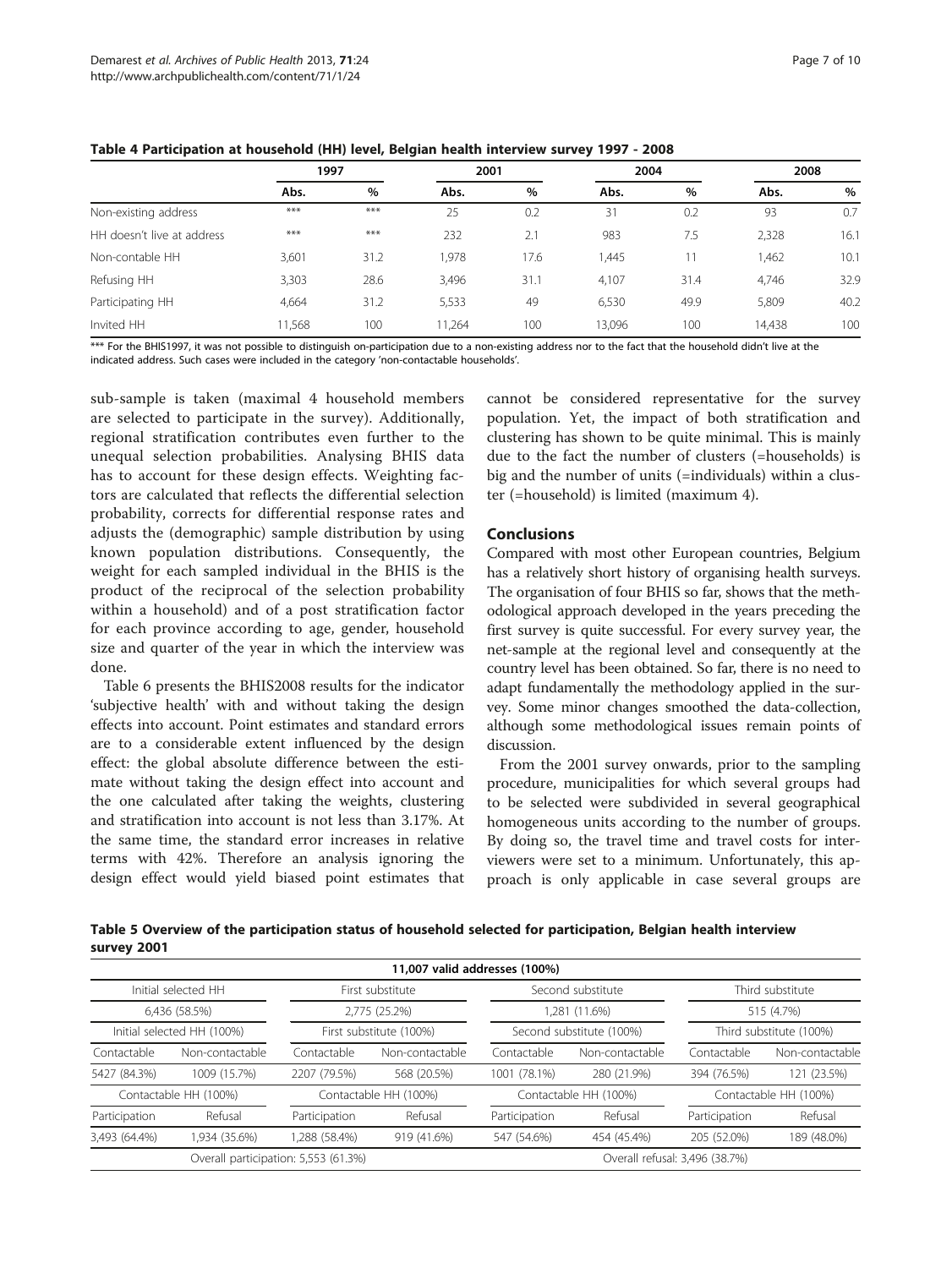**Table 4 Participation at household (HH) level, Belgian health interview survey 1997 - 2008**

| | 1997 | | 2001 | | 2004 | | 2008 | |
|---|---|---|---|---|---|---|---|---|
| | Abs. | % | Abs. | % | Abs. | % | Abs. | % |
| Non-existing address | *** | *** | 25 | 0.2 | 31 | 0.2 | 93 | 0.7 |
| HH doesn't live at address | *** | *** | 232 | 2.1 | 983 | 7.5 | 2,328 | 16.1 |
| Non-contable HH | 3,601 | 31.2 | 1,978 | 17.6 | 1,445 | 11 | 1,462 | 10.1 |
| Refusing HH | 3,303 | 28.6 | 3,496 | 31.1 | 4,107 | 31.4 | 4,746 | 32.9 |
| Participating HH | 4,664 | 31.2 | 5,533 | 49 | 6,530 | 49.9 | 5,809 | 40.2 |
| Invited HH | 11,568 | 100 | 11,264 | 100 | 13,096 | 100 | 14,438 | 100 |

*** For the BHIS1997, it was not possible to distinguish on-participation due to a non-existing address nor to the fact that the household didn't live at the indicated address. Such cases were included in the category 'non-contactable households'.

sub-sample is taken (maximal 4 household members are selected to participate in the survey). Additionally, regional stratification contributes even further to the unequal selection probabilities. Analysing BHIS data has to account for these design effects. Weighting factors are calculated that reflects the differential selection probability, corrects for differential response rates and adjusts the (demographic) sample distribution by using known population distributions. Consequently, the weight for each sampled individual in the BHIS is the product of the reciprocal of the selection probability within a household) and of a post stratification factor for each province according to age, gender, household size and quarter of the year in which the interview was done.

Table 6 presents the BHIS2008 results for the indicator 'subjective health' with and without taking the design effects into account. Point estimates and standard errors are to a considerable extent influenced by the design effect: the global absolute difference between the estimate without taking the design effect into account and the one calculated after taking the weights, clustering and stratification into account is not less than 3.17%. At the same time, the standard error increases in relative terms with 42%. Therefore an analysis ignoring the design effect would yield biased point estimates that cannot be considered representative for the survey population. Yet, the impact of both stratification and clustering has shown to be quite minimal. This is mainly due to the fact the number of clusters (=households) is big and the number of units (=individuals) within a cluster (=household) is limited (maximum 4).

## Conclusions

Compared with most other European countries, Belgium has a relatively short history of organising health surveys. The organisation of four BHIS so far, shows that the methodological approach developed in the years preceding the first survey is quite successful. For every survey year, the net-sample at the regional level and consequently at the country level has been obtained. So far, there is no need to adapt fundamentally the methodology applied in the survey. Some minor changes smoothed the data-collection, although some methodological issues remain points of discussion.

From the 2001 survey onwards, prior to the sampling procedure, municipalities for which several groups had to be selected were subdivided in several geographical homogeneous units according to the number of groups. By doing so, the travel time and travel costs for interviewers were set to a minimum. Unfortunately, this approach is only applicable in case several groups are

**Table 5 Overview of the participation status of household selected for participation, Belgian health interview survey 2001**

| 11,007 valid addresses (100%) | | | | | | | |
|---|---|---|---|---|---|---|---|
| Initial selected HH | | First substitute | | Second substitute | | Third substitute | |
| 6,436 (58.5%) | | 2,775 (25.2%) | | 1,281 (11.6%) | | 515 (4.7%) | |
| Initial selected HH (100%) | | First substitute (100%) | | Second substitute (100%) | | Third substitute (100%) | |
| Contactable | Non-contactable | Contactable | Non-contactable | Contactable | Non-contactable | Contactable | Non-contactable |
| 5427 (84.3%) | 1009 (15.7%) | 2207 (79.5%) | 568 (20.5%) | 1001 (78.1%) | 280 (21.9%) | 394 (76.5%) | 121 (23.5%) |
| Contactable HH (100%) | | Contactable HH (100%) | | Contactable HH (100%) | | Contactable HH (100%) | |
| Participation | Refusal | Participation | Refusal | Participation | Refusal | Participation | Refusal |
| 3,493 (64.4%) | 1,934 (35.6%) | 1,288 (58.4%) | 919 (41.6%) | 547 (54.6%) | 454 (45.4%) | 205 (52.0%) | 189 (48.0%) |
| Overall participation: 5,553 (61.3%) | | | | Overall refusal: 3,496 (38.7%) | | | |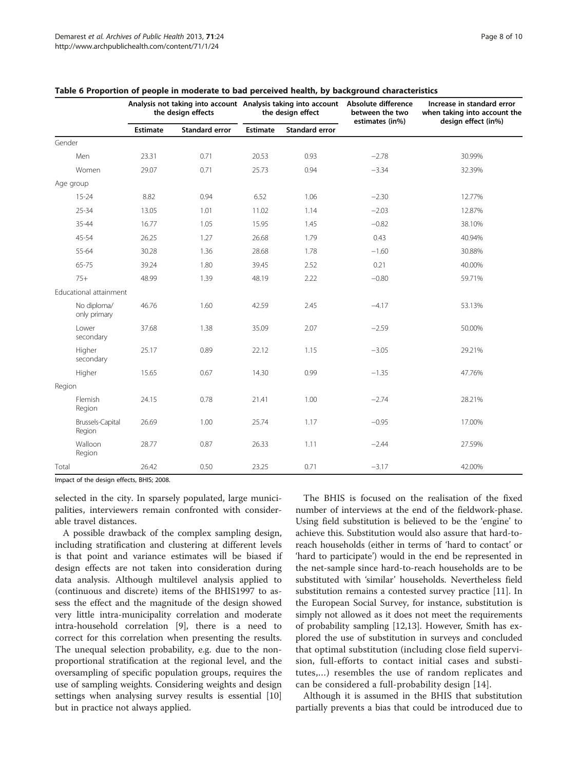**Table 6 Proportion of people in moderate to bad perceived health, by background characteristics**

| | Analysis not taking into account the design effects | | Analysis taking into account the design effect | | Absolute difference between the two estimates (in%) | Increase in standard error when taking into account the design effect (in%) |
|---|---|---|---|---|---|---|
| | Estimate | Standard error | Estimate | Standard error | | |
| Gender | | | | | | |
| Men | 23.31 | 0.71 | 20.53 | 0.93 | −2.78 | 30.99% |
| Women | 29.07 | 0.71 | 25.73 | 0.94 | −3.34 | 32.39% |
| Age group | | | | | | |
| 15-24 | 8.82 | 0.94 | 6.52 | 1.06 | −2.30 | 12.77% |
| 25-34 | 13.05 | 1.01 | 11.02 | 1.14 | −2.03 | 12.87% |
| 35-44 | 16.77 | 1.05 | 15.95 | 1.45 | −0.82 | 38.10% |
| 45-54 | 26.25 | 1.27 | 26.68 | 1.79 | 0.43 | 40.94% |
| 55-64 | 30.28 | 1.36 | 28.68 | 1.78 | −1.60 | 30.88% |
| 65-75 | 39.24 | 1.80 | 39.45 | 2.52 | 0.21 | 40.00% |
| 75+ | 48.99 | 1.39 | 48.19 | 2.22 | −0.80 | 59.71% |
| Educational attainment | | | | | | |
| No diploma/ only primary | 46.76 | 1.60 | 42.59 | 2.45 | −4.17 | 53.13% |
| Lower secondary | 37.68 | 1.38 | 35.09 | 2.07 | −2.59 | 50.00% |
| Higher secondary | 25.17 | 0.89 | 22.12 | 1.15 | −3.05 | 29.21% |
| Higher | 15.65 | 0.67 | 14.30 | 0.99 | −1.35 | 47.76% |
| Region | | | | | | |
| Flemish Region | 24.15 | 0.78 | 21.41 | 1.00 | −2.74 | 28.21% |
| Brussels-Capital Region | 26.69 | 1.00 | 25.74 | 1.17 | −0.95 | 17.00% |
| Walloon Region | 28.77 | 0.87 | 26.33 | 1.11 | −2.44 | 27.59% |
| Total | 26.42 | 0.50 | 23.25 | 0.71 | −3.17 | 42.00% |

Impact of the design effects, BHIS; 2008.

selected in the city. In sparsely populated, large municipalities, interviewers remain confronted with considerable travel distances.

A possible drawback of the complex sampling design, including stratification and clustering at different levels is that point and variance estimates will be biased if design effects are not taken into consideration during data analysis. Although multilevel analysis applied to (continuous and discrete) items of the BHIS1997 to assess the effect and the magnitude of the design showed very little intra-municipality correlation and moderate intra-household correlation [9], there is a need to correct for this correlation when presenting the results. The unequal selection probability, e.g. due to the non-proportional stratification at the regional level, and the oversampling of specific population groups, requires the use of sampling weights. Considering weights and design settings when analysing survey results is essential [10] but in practice not always applied.

The BHIS is focused on the realisation of the fixed number of interviews at the end of the fieldwork-phase. Using field substitution is believed to be the 'engine' to achieve this. Substitution would also assure that hard-to-reach households (either in terms of 'hard to contact' or 'hard to participate') would in the end be represented in the net-sample since hard-to-reach households are to be substituted with 'similar' households. Nevertheless field substitution remains a contested survey practice [11]. In the European Social Survey, for instance, substitution is simply not allowed as it does not meet the requirements of probability sampling [12,13]. However, Smith has explored the use of substitution in surveys and concluded that optimal substitution (including close field supervision, full-efforts to contact initial cases and substitutes,…) resembles the use of random replicates and can be considered a full-probability design [14].

Although it is assumed in the BHIS that substitution partially prevents a bias that could be introduced due to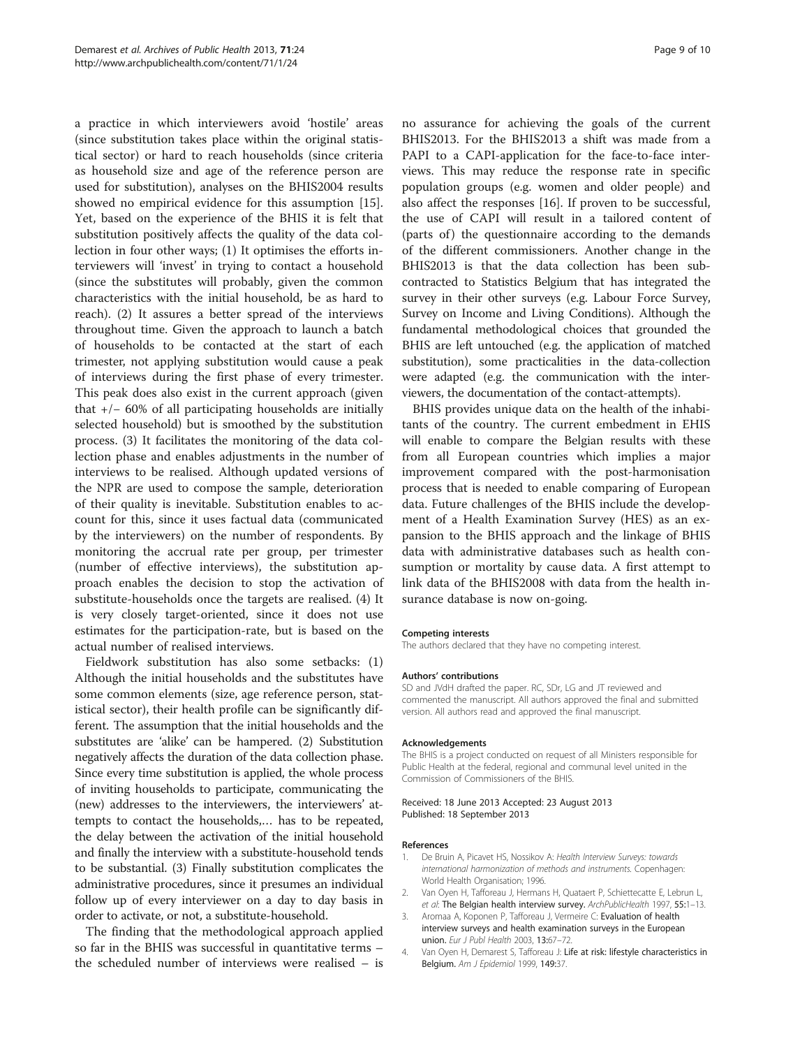a practice in which interviewers avoid 'hostile' areas (since substitution takes place within the original statistical sector) or hard to reach households (since criteria as household size and age of the reference person are used for substitution), analyses on the BHIS2004 results showed no empirical evidence for this assumption [15]. Yet, based on the experience of the BHIS it is felt that substitution positively affects the quality of the data collection in four other ways; (1) It optimises the efforts interviewers will 'invest' in trying to contact a household (since the substitutes will probably, given the common characteristics with the initial household, be as hard to reach). (2) It assures a better spread of the interviews throughout time. Given the approach to launch a batch of households to be contacted at the start of each trimester, not applying substitution would cause a peak of interviews during the first phase of every trimester. This peak does also exist in the current approach (given that +/− 60% of all participating households are initially selected household) but is smoothed by the substitution process. (3) It facilitates the monitoring of the data collection phase and enables adjustments in the number of interviews to be realised. Although updated versions of the NPR are used to compose the sample, deterioration of their quality is inevitable. Substitution enables to account for this, since it uses factual data (communicated by the interviewers) on the number of respondents. By monitoring the accrual rate per group, per trimester (number of effective interviews), the substitution approach enables the decision to stop the activation of substitute-households once the targets are realised. (4) It is very closely target-oriented, since it does not use estimates for the participation-rate, but is based on the actual number of realised interviews.

Fieldwork substitution has also some setbacks: (1) Although the initial households and the substitutes have some common elements (size, age reference person, statistical sector), their health profile can be significantly different. The assumption that the initial households and the substitutes are 'alike' can be hampered. (2) Substitution negatively affects the duration of the data collection phase. Since every time substitution is applied, the whole process of inviting households to participate, communicating the (new) addresses to the interviewers, the interviewers' attempts to contact the households,… has to be repeated, the delay between the activation of the initial household and finally the interview with a substitute-household tends to be substantial. (3) Finally substitution complicates the administrative procedures, since it presumes an individual follow up of every interviewer on a day to day basis in order to activate, or not, a substitute-household.

The finding that the methodological approach applied so far in the BHIS was successful in quantitative terms – the scheduled number of interviews were realised – is no assurance for achieving the goals of the current BHIS2013. For the BHIS2013 a shift was made from a PAPI to a CAPI-application for the face-to-face interviews. This may reduce the response rate in specific population groups (e.g. women and older people) and also affect the responses [16]. If proven to be successful, the use of CAPI will result in a tailored content of (parts of) the questionnaire according to the demands of the different commissioners. Another change in the BHIS2013 is that the data collection has been subcontracted to Statistics Belgium that has integrated the survey in their other surveys (e.g. Labour Force Survey, Survey on Income and Living Conditions). Although the fundamental methodological choices that grounded the BHIS are left untouched (e.g. the application of matched substitution), some practicalities in the data-collection were adapted (e.g. the communication with the interviewers, the documentation of the contact-attempts).

BHIS provides unique data on the health of the inhabitants of the country. The current embedment in EHIS will enable to compare the Belgian results with these from all European countries which implies a major improvement compared with the post-harmonisation process that is needed to enable comparing of European data. Future challenges of the BHIS include the development of a Health Examination Survey (HES) as an expansion to the BHIS approach and the linkage of BHIS data with administrative databases such as health consumption or mortality by cause data. A first attempt to link data of the BHIS2008 with data from the health insurance database is now on-going.

#### Competing interests

The authors declared that they have no competing interest.

#### Authors' contributions

SD and JVdH drafted the paper. RC, SDr, LG and JT reviewed and commented the manuscript. All authors approved the final and submitted version. All authors read and approved the final manuscript.

#### Acknowledgements

The BHIS is a project conducted on request of all Ministers responsible for Public Health at the federal, regional and communal level united in the Commission of Commissioners of the BHIS.

Received: 18 June 2013 Accepted: 23 August 2013
Published: 18 September 2013

#### References

1. De Bruin A, Picavet HS, Nossikov A: *Health Interview Surveys: towards international harmonization of methods and instruments.* Copenhagen: World Health Organisation; 1996.
2. Van Oyen H, Tafforeau J, Hermans H, Quataert P, Schiettecatte E, Lebrun L, *et al*: **The Belgian health interview survey.** *ArchPublicHealth* 1997, **55:**1–13.
3. Aromaa A, Koponen P, Tafforeau J, Vermeire C: **Evaluation of health interview surveys and health examination surveys in the European union.** *Eur J Publ Health* 2003, **13:**67–72.
4. Van Oyen H, Demarest S, Tafforeau J: **Life at risk: lifestyle characteristics in Belgium.** *Am J Epidemiol* 1999, **149:**37.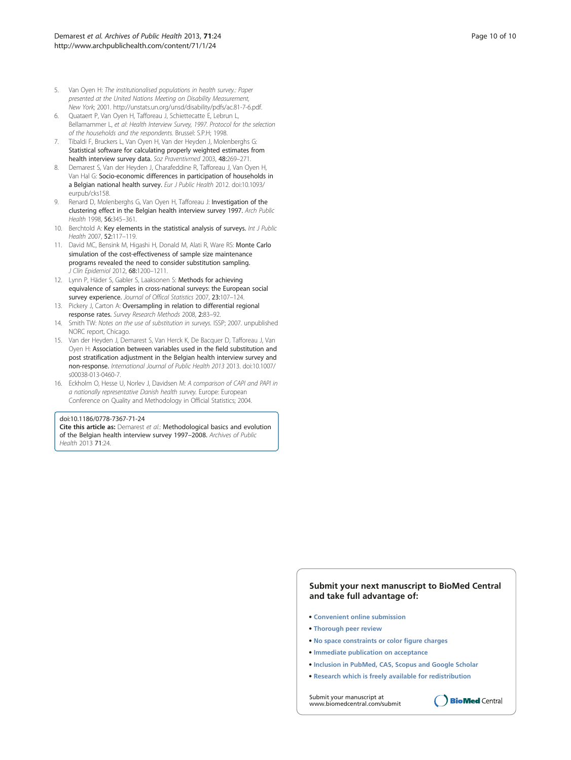5. Van Oyen H: *The institutionalised populations in health survey.: Paper presented at the United Nations Meeting on Disability Measurement, New York*; 2001. http://unstats.un.org/unsd/disability/pdfs/ac.81-7-6.pdf.
6. Quataert P, Van Oyen H, Tafforeau J, Schiettecatte E, Lebrun L, Bellamammer L, *et al*: *Health Interview Survey, 1997. Protocol for the selection of the households and the respondents.* Brussel: S.P.H; 1998.
7. Tibaldi F, Bruckers L, Van Oyen H, Van der Heyden J, Molenberghs G: **Statistical software for calculating properly weighted estimates from health interview survey data.** *Soz Praventivmed* 2003, **48:**269–271.
8. Demarest S, Van der Heyden J, Charafeddine R, Tafforeau J, Van Oyen H, Van Hal G: **Socio-economic differences in participation of households in a Belgian national health survey.** *Eur J Public Health* 2012. doi:10.1093/eurpub/cks158.
9. Renard D, Molenberghs G, Van Oyen H, Tafforeau J: **Investigation of the clustering effect in the Belgian health interview survey 1997.** *Arch Public Health* 1998, **56:**345–361.
10. Berchtold A: **Key elements in the statistical analysis of surveys.** *Int J Public Health* 2007, **52:**117–119.
11. David MC, Bensink M, Higashi H, Donald M, Alati R, Ware RS: **Monte Carlo simulation of the cost-effectiveness of sample size maintenance programs revealed the need to consider substitution sampling.** *J Clin Epidemiol* 2012, **68:**1200–1211.
12. Lynn P, Häder S, Gabler S, Laaksonen S: **Methods for achieving equivalence of samples in cross-national surveys: the European social survey experience.** *Journal of Offical Statistics* 2007, **23:**107–124.
13. Pickery J, Carton A: **Oversampling in relation to differential regional response rates.** *Survey Research Methods* 2008, **2:**83–92.
14. Smith TW: *Notes on the use of substitution in surveys.* ISSP; 2007. unpublished NORC report, Chicago.
15. Van der Heyden J, Demarest S, Van Herck K, De Bacquer D, Tafforeau J, Van Oyen H: **Association between variables used in the field substitution and post stratification adjustment in the Belgian health interview survey and non-response.** *International Journal of Public Health 2013* 2013. doi:10.1007/s00038-013-0460-7.
16. Eckholm O, Hesse U, Norlev J, Davidsen M: *A comparison of CAPI and PAPI in a nationally representative Danish health survey.* Europe: European Conference on Quality and Methodology in Official Statistics; 2004.

doi:10.1186/0778-7367-71-24
**Cite this article as:** Demarest *et al.*: Methodological basics and evolution of the Belgian health interview survey 1997–2008. *Archives of Public Health* 2013 **71**:24.

**Submit your next manuscript to BioMed Central and take full advantage of:**

- **Convenient online submission**
- **Thorough peer review**
- **No space constraints or color figure charges**
- **Immediate publication on acceptance**
- **Inclusion in PubMed, CAS, Scopus and Google Scholar**
- **Research which is freely available for redistribution**

Submit your manuscript at
www.biomedcentral.com/submit

BioMed Central